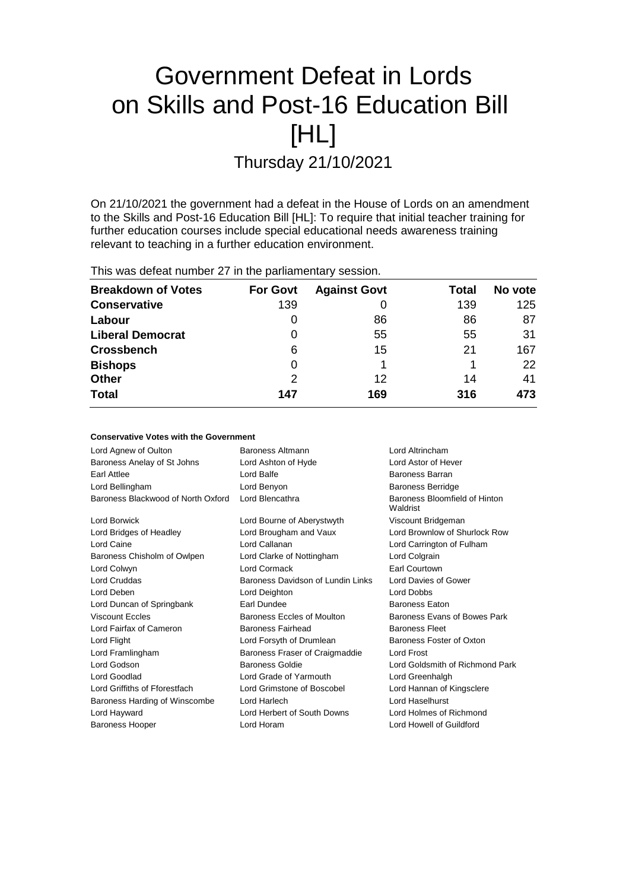# Government Defeat in Lords on Skills and Post-16 Education Bill [HL]

## Thursday 21/10/2021

On 21/10/2021 the government had a defeat in the House of Lords on an amendment to the Skills and Post-16 Education Bill [HL]: To require that initial teacher training for further education courses include special educational needs awareness training relevant to teaching in a further education environment.

This was defeat number 27 in the parliamentary session.

| Breakdown of Votes | For Govt | Against Govt | Total | No vote |
|---|---|---|---|---|
| **Conservative** | 139 | 0 | 139 | 125 |
| **Labour** | 0 | 86 | 86 | 87 |
| **Liberal Democrat** | 0 | 55 | 55 | 31 |
| **Crossbench** | 6 | 15 | 21 | 167 |
| **Bishops** | 0 | 1 | 1 | 22 |
| **Other** | 2 | 12 | 14 | 41 |
| **Total** | **147** | **169** | **316** | **473** |

**Conservative Votes with the Government**

| | | |
|---|---|---|
| Lord Agnew of Oulton | Baroness Altmann | Lord Altrincham |
| Baroness Anelay of St Johns | Lord Ashton of Hyde | Lord Astor of Hever |
| Earl Attlee | Lord Balfe | Baroness Barran |
| Lord Bellingham | Lord Benyon | Baroness Berridge |
| Baroness Blackwood of North Oxford | Lord Blencathra | Baroness Bloomfield of Hinton Waldrist |
| Lord Borwick | Lord Bourne of Aberystwyth | Viscount Bridgeman |
| Lord Bridges of Headley | Lord Brougham and Vaux | Lord Brownlow of Shurlock Row |
| Lord Caine | Lord Callanan | Lord Carrington of Fulham |
| Baroness Chisholm of Owlpen | Lord Clarke of Nottingham | Lord Colgrain |
| Lord Colwyn | Lord Cormack | Earl Courtown |
| Lord Cruddas | Baroness Davidson of Lundin Links | Lord Davies of Gower |
| Lord Deben | Lord Deighton | Lord Dobbs |
| Lord Duncan of Springbank | Earl Dundee | Baroness Eaton |
| Viscount Eccles | Baroness Eccles of Moulton | Baroness Evans of Bowes Park |
| Lord Fairfax of Cameron | Baroness Fairhead | Baroness Fleet |
| Lord Flight | Lord Forsyth of Drumlean | Baroness Foster of Oxton |
| Lord Framlingham | Baroness Fraser of Craigmaddie | Lord Frost |
| Lord Godson | Baroness Goldie | Lord Goldsmith of Richmond Park |
| Lord Goodlad | Lord Grade of Yarmouth | Lord Greenhalgh |
| Lord Griffiths of Fforestfach | Lord Grimstone of Boscobel | Lord Hannan of Kingsclere |
| Baroness Harding of Winscombe | Lord Harlech | Lord Haselhurst |
| Lord Hayward | Lord Herbert of South Downs | Lord Holmes of Richmond |
| Baroness Hooper | Lord Horam | Lord Howell of Guildford |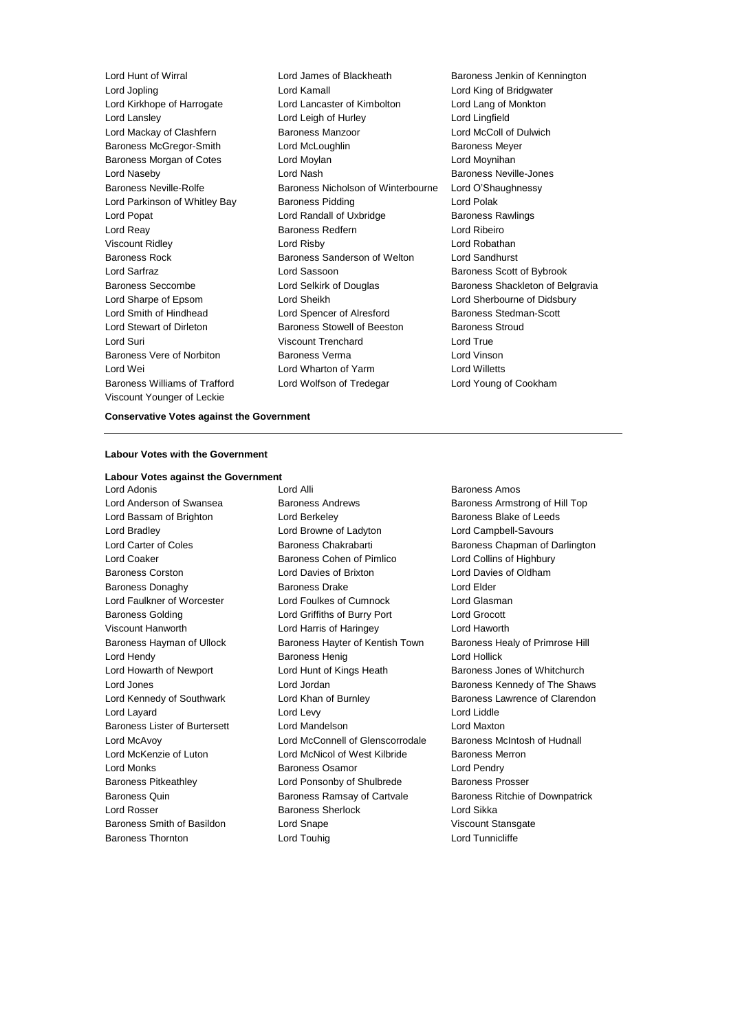Lord Hunt of Wirral
Lord James of Blackheath
Baroness Jenkin of Kennington
Lord Jopling
Lord Kamall
Lord King of Bridgwater
Lord Kirkhope of Harrogate
Lord Lancaster of Kimbolton
Lord Lang of Monkton
Lord Lansley
Lord Leigh of Hurley
Lord Lingfield
Lord Mackay of Clashfern
Baroness Manzoor
Lord McColl of Dulwich
Baroness McGregor-Smith
Lord McLoughlin
Baroness Meyer
Baroness Morgan of Cotes
Lord Moylan
Lord Moynihan
Lord Naseby
Lord Nash
Baroness Neville-Jones
Baroness Neville-Rolfe
Baroness Nicholson of Winterbourne
Lord O'Shaughnessy
Lord Parkinson of Whitley Bay
Baroness Pidding
Lord Polak
Lord Popat
Lord Randall of Uxbridge
Baroness Rawlings
Lord Reay
Baroness Redfern
Lord Ribeiro
Viscount Ridley
Lord Risby
Lord Robathan
Baroness Rock
Baroness Sanderson of Welton
Lord Sandhurst
Lord Sarfraz
Lord Sassoon
Baroness Scott of Bybrook
Baroness Seccombe
Lord Selkirk of Douglas
Baroness Shackleton of Belgravia
Lord Sharpe of Epsom
Lord Sheikh
Lord Sherbourne of Didsbury
Lord Smith of Hindhead
Lord Spencer of Alresford
Baroness Stedman-Scott
Lord Stewart of Dirleton
Baroness Stowell of Beeston
Baroness Stroud
Lord Suri
Viscount Trenchard
Lord True
Baroness Vere of Norbiton
Baroness Verma
Lord Vinson
Lord Wei
Lord Wharton of Yarm
Lord Willetts
Baroness Williams of Trafford
Lord Wolfson of Tredegar
Lord Young of Cookham
Viscount Younger of Leckie

**Conservative Votes against the Government**

---

**Labour Votes with the Government**

**Labour Votes against the Government**

Lord Adonis
Lord Alli
Baroness Amos
Lord Anderson of Swansea
Baroness Andrews
Baroness Armstrong of Hill Top
Lord Bassam of Brighton
Lord Berkeley
Baroness Blake of Leeds
Lord Bradley
Lord Browne of Ladyton
Lord Campbell-Savours
Lord Carter of Coles
Baroness Chakrabarti
Baroness Chapman of Darlington
Lord Coaker
Baroness Cohen of Pimlico
Lord Collins of Highbury
Baroness Corston
Lord Davies of Brixton
Lord Davies of Oldham
Baroness Donaghy
Baroness Drake
Lord Elder
Lord Faulkner of Worcester
Lord Foulkes of Cumnock
Lord Glasman
Baroness Golding
Lord Griffiths of Burry Port
Lord Grocott
Viscount Hanworth
Lord Harris of Haringey
Lord Haworth
Baroness Hayman of Ullock
Baroness Hayter of Kentish Town
Baroness Healy of Primrose Hill
Lord Hendy
Baroness Henig
Lord Hollick
Lord Howarth of Newport
Lord Hunt of Kings Heath
Baroness Jones of Whitchurch
Lord Jones
Lord Jordan
Baroness Kennedy of The Shaws
Lord Kennedy of Southwark
Lord Khan of Burnley
Baroness Lawrence of Clarendon
Lord Layard
Lord Levy
Lord Liddle
Baroness Lister of Burtersett
Lord Mandelson
Lord Maxton
Lord McAvoy
Lord McConnell of Glenscorrodale
Baroness McIntosh of Hudnall
Lord McKenzie of Luton
Lord McNicol of West Kilbride
Baroness Merron
Lord Monks
Baroness Osamor
Lord Pendry
Baroness Pitkeathley
Lord Ponsonby of Shulbrede
Baroness Prosser
Baroness Quin
Baroness Ramsay of Cartvale
Baroness Ritchie of Downpatrick
Lord Rosser
Baroness Sherlock
Lord Sikka
Baroness Smith of Basildon
Lord Snape
Viscount Stansgate
Baroness Thornton
Lord Touhig
Lord Tunnicliffe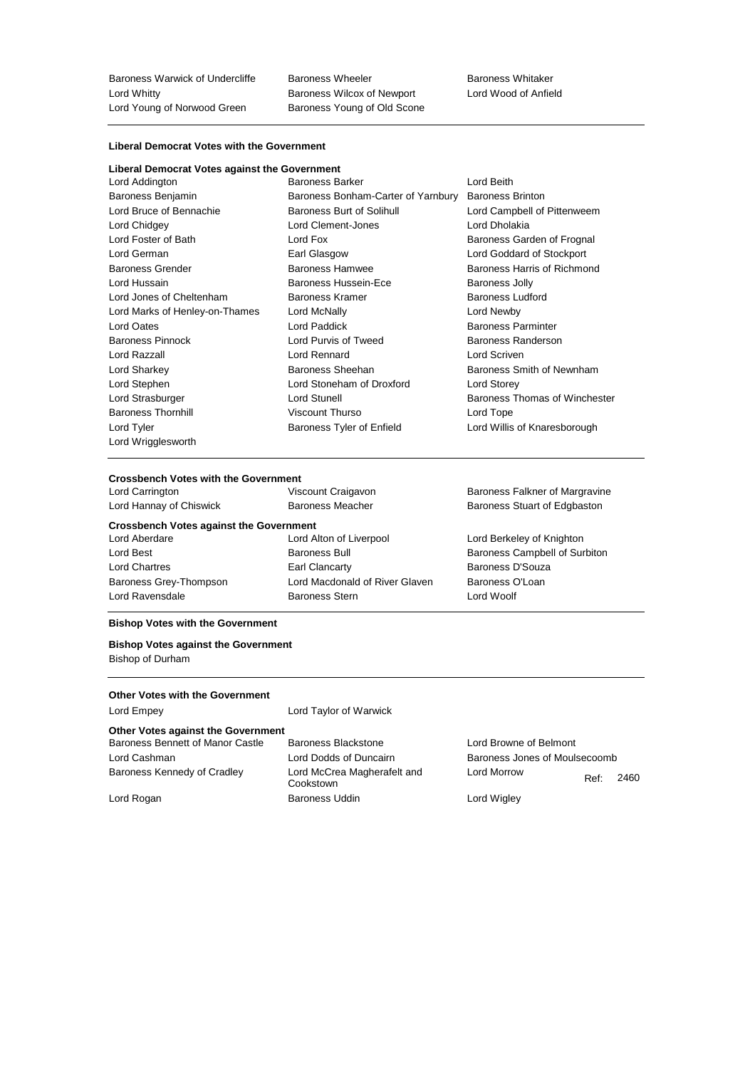| | | |
|---|---|---|
| Baroness Warwick of Undercliffe | Baroness Wheeler | Baroness Whitaker |
| Lord Whitty | Baroness Wilcox of Newport | Lord Wood of Anfield |
| Lord Young of Norwood Green | Baroness Young of Old Scone | |

**Liberal Democrat Votes with the Government**

**Liberal Democrat Votes against the Government**

| | | |
|---|---|---|
| Lord Addington | Baroness Barker | Lord Beith |
| Baroness Benjamin | Baroness Bonham-Carter of Yarnbury | Baroness Brinton |
| Lord Bruce of Bennachie | Baroness Burt of Solihull | Lord Campbell of Pittenweem |
| Lord Chidgey | Lord Clement-Jones | Lord Dholakia |
| Lord Foster of Bath | Lord Fox | Baroness Garden of Frognal |
| Lord German | Earl Glasgow | Lord Goddard of Stockport |
| Baroness Grender | Baroness Hamwee | Baroness Harris of Richmond |
| Lord Hussain | Baroness Hussein-Ece | Baroness Jolly |
| Lord Jones of Cheltenham | Baroness Kramer | Baroness Ludford |
| Lord Marks of Henley-on-Thames | Lord McNally | Lord Newby |
| Lord Oates | Lord Paddick | Baroness Parminter |
| Baroness Pinnock | Lord Purvis of Tweed | Baroness Randerson |
| Lord Razzall | Lord Rennard | Lord Scriven |
| Lord Sharkey | Baroness Sheehan | Baroness Smith of Newnham |
| Lord Stephen | Lord Stoneham of Droxford | Lord Storey |
| Lord Strasburger | Lord Stunell | Baroness Thomas of Winchester |
| Baroness Thornhill | Viscount Thurso | Lord Tope |
| Lord Tyler | Baroness Tyler of Enfield | Lord Willis of Knaresborough |
| Lord Wrigglesworth | | |

**Crossbench Votes with the Government**

| | | |
|---|---|---|
| Lord Carrington | Viscount Craigavon | Baroness Falkner of Margravine |
| Lord Hannay of Chiswick | Baroness Meacher | Baroness Stuart of Edgbaston |

**Crossbench Votes against the Government**

| | | |
|---|---|---|
| Lord Aberdare | Lord Alton of Liverpool | Lord Berkeley of Knighton |
| Lord Best | Baroness Bull | Baroness Campbell of Surbiton |
| Lord Chartres | Earl Clancarty | Baroness D'Souza |
| Baroness Grey-Thompson | Lord Macdonald of River Glaven | Baroness O'Loan |
| Lord Ravensdale | Baroness Stern | Lord Woolf |

**Bishop Votes with the Government**

**Bishop Votes against the Government**

Bishop of Durham

**Other Votes with the Government**

| | |
|---|---|
| Lord Empey | Lord Taylor of Warwick |

**Other Votes against the Government**

| | | |
|---|---|---|
| Baroness Bennett of Manor Castle | Baroness Blackstone | Lord Browne of Belmont |
| Lord Cashman | Lord Dodds of Duncairn | Baroness Jones of Moulsecoomb |
| Baroness Kennedy of Cradley | Lord McCrea Magherafelt and Cookstown | Lord Morrow |
| Lord Rogan | Baroness Uddin | Lord Wigley |

Ref: 2460